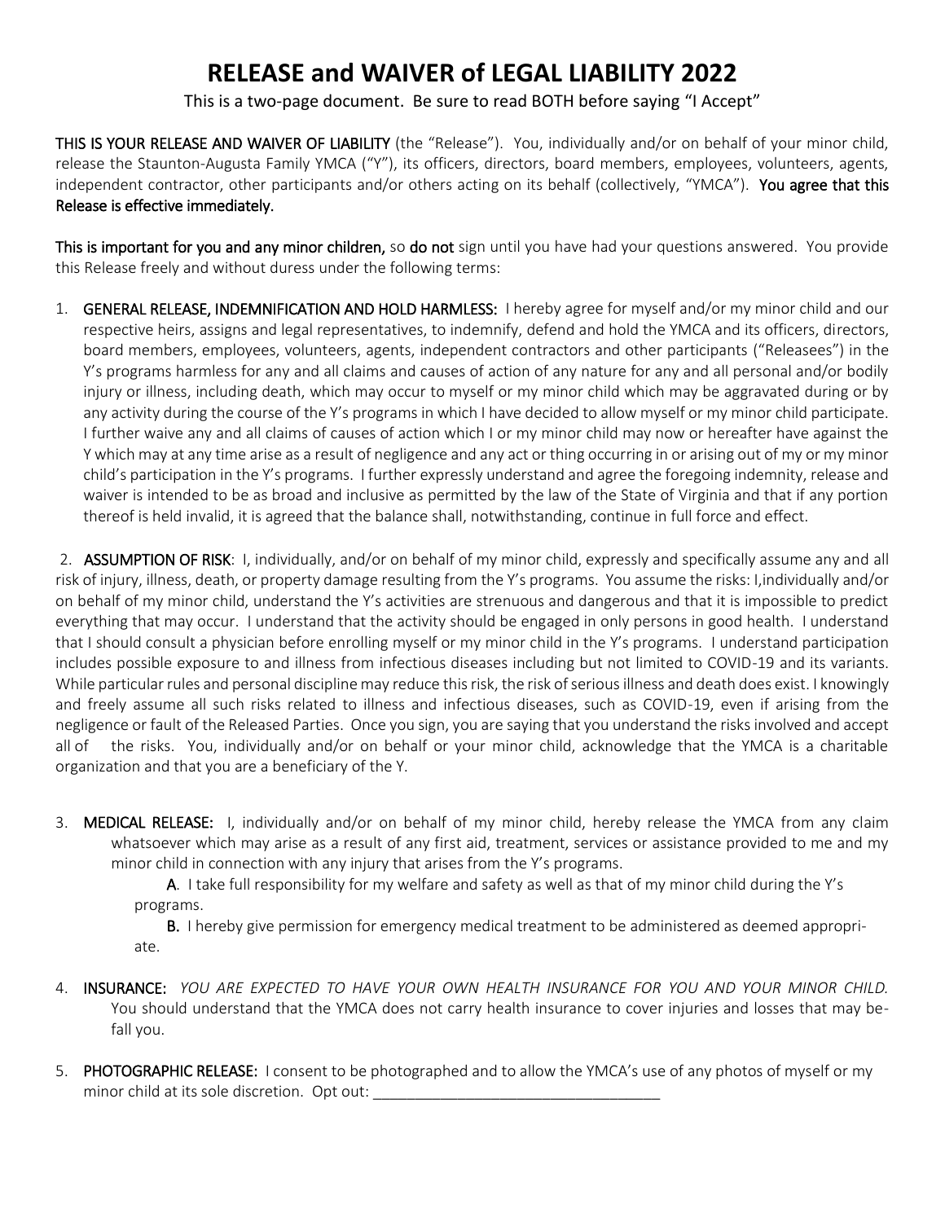# RELEASE and WAIVER of LEGAL LIABILITY 2022

This is a two-page document. Be sure to read BOTH before saying "I Accept"

**THIS IS YOUR RELEASE AND WAIVER OF LIABILITY** (the "Release"). You, individually and/or on behalf of your minor child, release the Staunton-Augusta Family YMCA ("Y"), its officers, directors, board members, employees, volunteers, agents, independent contractor, other participants and/or others acting on its behalf (collectively, "YMCA"). **You agree that this Release is effective immediately.**

**This is important for you and any minor children,** so **do not** sign until you have had your questions answered. You provide this Release freely and without duress under the following terms:

1. **GENERAL RELEASE, INDEMNIFICATION AND HOLD HARMLESS:** I hereby agree for myself and/or my minor child and our respective heirs, assigns and legal representatives, to indemnify, defend and hold the YMCA and its officers, directors, board members, employees, volunteers, agents, independent contractors and other participants ("Releasees") in the Y's programs harmless for any and all claims and causes of action of any nature for any and all personal and/or bodily injury or illness, including death, which may occur to myself or my minor child which may be aggravated during or by any activity during the course of the Y's programs in which I have decided to allow myself or my minor child participate. I further waive any and all claims of causes of action which I or my minor child may now or hereafter have against the Y which may at any time arise as a result of negligence and any act or thing occurring in or arising out of my or my minor child's participation in the Y's programs. I further expressly understand and agree the foregoing indemnity, release and waiver is intended to be as broad and inclusive as permitted by the law of the State of Virginia and that if any portion thereof is held invalid, it is agreed that the balance shall, notwithstanding, continue in full force and effect.

2. **ASSUMPTION OF RISK**: I, individually, and/or on behalf of my minor child, expressly and specifically assume any and all risk of injury, illness, death, or property damage resulting from the Y's programs. You assume the risks: I,individually and/or on behalf of my minor child, understand the Y's activities are strenuous and dangerous and that it is impossible to predict everything that may occur. I understand that the activity should be engaged in only persons in good health. I understand that I should consult a physician before enrolling myself or my minor child in the Y's programs. I understand participation includes possible exposure to and illness from infectious diseases including but not limited to COVID-19 and its variants. While particular rules and personal discipline may reduce this risk, the risk of serious illness and death does exist. I knowingly and freely assume all such risks related to illness and infectious diseases, such as COVID-19, even if arising from the negligence or fault of the Released Parties. Once you sign, you are saying that you understand the risks involved and accept all of the risks. You, individually and/or on behalf or your minor child, acknowledge that the YMCA is a charitable organization and that you are a beneficiary of the Y.

3. **MEDICAL RELEASE:** I, individually and/or on behalf of my minor child, hereby release the YMCA from any claim whatsoever which may arise as a result of any first aid, treatment, services or assistance provided to me and my minor child in connection with any injury that arises from the Y's programs.

   **A**. I take full responsibility for my welfare and safety as well as that of my minor child during the Y's programs.

   **B.** I hereby give permission for emergency medical treatment to be administered as deemed appropriate.

4. **INSURANCE:** *YOU ARE EXPECTED TO HAVE YOUR OWN HEALTH INSURANCE FOR YOU AND YOUR MINOR CHILD.* You should understand that the YMCA does not carry health insurance to cover injuries and losses that may befall you.

5. **PHOTOGRAPHIC RELEASE:** I consent to be photographed and to allow the YMCA's use of any photos of myself or my minor child at its sole discretion. Opt out: ___________________________________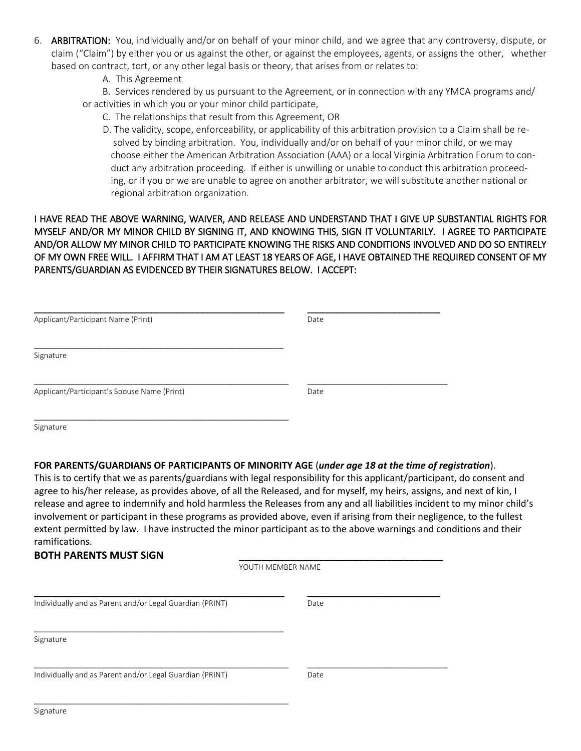6. **ARBITRATION:** You, individually and/or on behalf of your minor child, and we agree that any controversy, dispute, or claim ("Claim") by either you or us against the other, or against the employees, agents, or assigns the other, whether based on contract, tort, or any other legal basis or theory, that arises from or relates to:

   A. This Agreement

   B. Services rendered by us pursuant to the Agreement, or in connection with any YMCA programs and/ or activities in which you or your minor child participate,

   C. The relationships that result from this Agreement, OR

   D. The validity, scope, enforceability, or applicability of this arbitration provision to a Claim shall be re-solved by binding arbitration. You, individually and/or on behalf of your minor child, or we may choose either the American Arbitration Association (AAA) or a local Virginia Arbitration Forum to con-duct any arbitration proceeding. If either is unwilling or unable to conduct this arbitration proceed-ing, or if you or we are unable to agree on another arbitrator, we will substitute another national or regional arbitration organization.

**I HAVE READ THE ABOVE WARNING, WAIVER, AND RELEASE AND UNDERSTAND THAT I GIVE UP SUBSTANTIAL RIGHTS FOR MYSELF AND/OR MY MINOR CHILD BY SIGNING IT, AND KNOWING THIS, SIGN IT VOLUNTARILY. I AGREE TO PARTICIPATE AND/OR ALLOW MY MINOR CHILD TO PARTICIPATE KNOWING THE RISKS AND CONDITIONS INVOLVED AND DO SO ENTIRELY OF MY OWN FREE WILL. I AFFIRM THAT I AM AT LEAST 18 YEARS OF AGE, I HAVE OBTAINED THE REQUIRED CONSENT OF MY PARENTS/GUARDIAN AS EVIDENCED BY THEIR SIGNATURES BELOW. I ACCEPT:**

\_\_\_\_\_\_\_\_\_\_\_\_\_\_\_\_\_\_\_\_\_\_\_\_\_\_\_\_\_\_\_\_\_\_\_\_\_\_\_\_ \_\_\_\_\_\_\_\_\_\_\_\_\_\_\_\_\_\_\_\_\_\_

Applicant/Participant Name (Print) Date

\_\_\_\_\_\_\_\_\_\_\_\_\_\_\_\_\_\_\_\_\_\_\_\_\_\_\_\_\_\_\_\_\_\_\_\_\_\_\_\_

Signature

\_\_\_\_\_\_\_\_\_\_\_\_\_\_\_\_\_\_\_\_\_\_\_\_\_\_\_\_\_\_\_\_\_\_\_\_\_\_\_\_ \_\_\_\_\_\_\_\_\_\_\_\_\_\_\_\_\_\_\_\_\_\_

Applicant/Participant's Spouse Name (Print) Date

\_\_\_\_\_\_\_\_\_\_\_\_\_\_\_\_\_\_\_\_\_\_\_\_\_\_\_\_\_\_\_\_\_\_\_\_\_\_\_\_

Signature

**FOR PARENTS/GUARDIANS OF PARTICIPANTS OF MINORITY AGE** (***under age 18 at the time of registration***).

This is to certify that we as parents/guardians with legal responsibility for this applicant/participant, do consent and agree to his/her release, as provides above, of all the Released, and for myself, my heirs, assigns, and next of kin, I release and agree to indemnify and hold harmless the Releases from any and all liabilities incident to my minor child's involvement or participant in these programs as provided above, even if arising from their negligence, to the fullest extent permitted by law. I have instructed the minor participant as to the above warnings and conditions and their ramifications.

**BOTH PARENTS MUST SIGN** \_\_\_\_\_\_\_\_\_\_\_\_\_\_\_\_\_\_\_\_\_\_\_\_\_\_\_\_\_\_

YOUTH MEMBER NAME

\_\_\_\_\_\_\_\_\_\_\_\_\_\_\_\_\_\_\_\_\_\_\_\_\_\_\_\_\_\_\_\_\_\_\_\_\_\_\_\_ \_\_\_\_\_\_\_\_\_\_\_\_\_\_\_\_\_\_\_\_\_\_

Individually and as Parent and/or Legal Guardian (PRINT) Date

\_\_\_\_\_\_\_\_\_\_\_\_\_\_\_\_\_\_\_\_\_\_\_\_\_\_\_\_\_\_\_\_\_\_\_\_\_\_\_\_

Signature

\_\_\_\_\_\_\_\_\_\_\_\_\_\_\_\_\_\_\_\_\_\_\_\_\_\_\_\_\_\_\_\_\_\_\_\_\_\_\_\_ \_\_\_\_\_\_\_\_\_\_\_\_\_\_\_\_\_\_\_\_\_\_

Individually and as Parent and/or Legal Guardian (PRINT) Date

\_\_\_\_\_\_\_\_\_\_\_\_\_\_\_\_\_\_\_\_\_\_\_\_\_\_\_\_\_\_\_\_\_\_\_\_\_\_\_\_

Signature